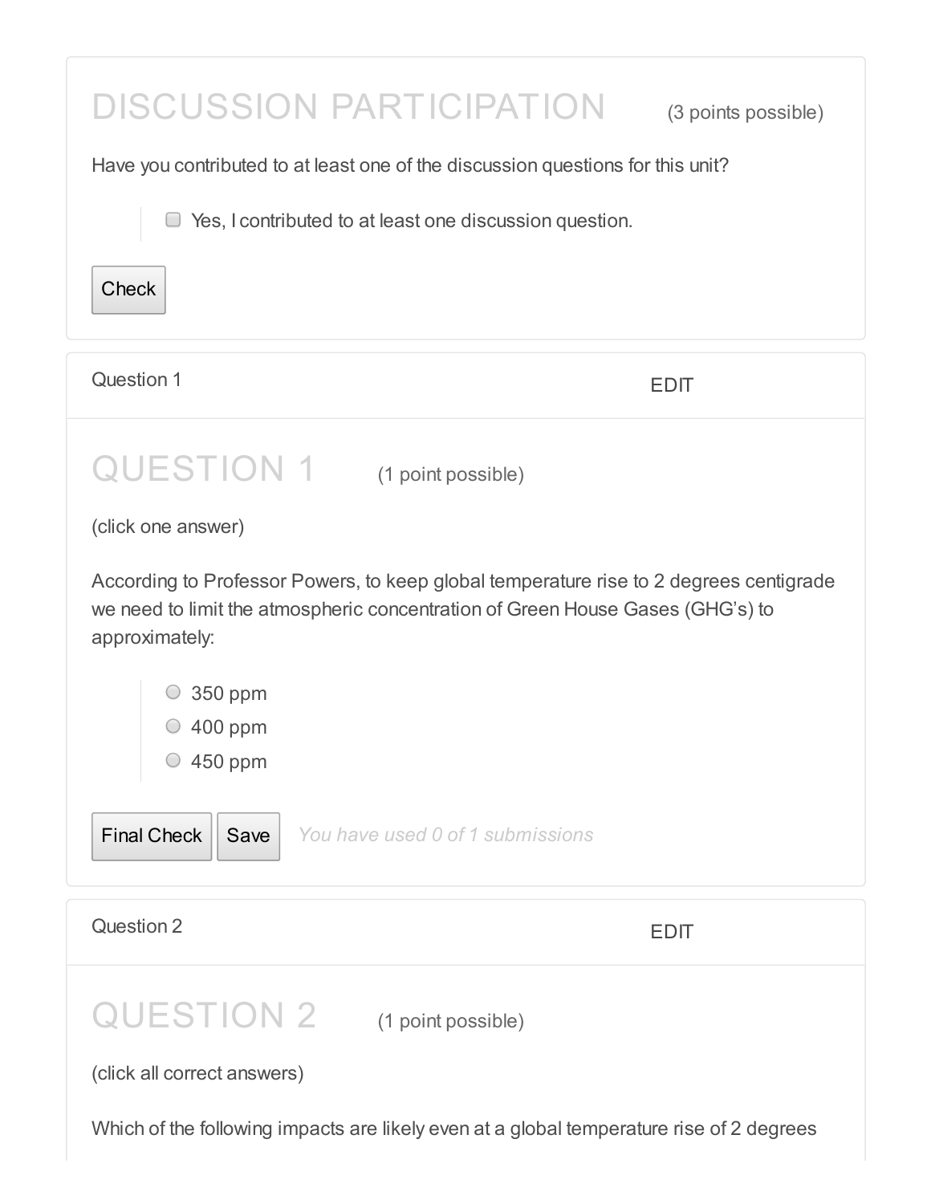## DISCUSSION PARTICIPATION (3 points possible)

Have you contributed to at least one of the discussion questions for this unit?

- [ ] Yes, I contributed to at least one discussion question.

Check

Question 1 EDIT

## QUESTION 1 (1 point possible)

(click one answer)

According to Professor Powers, to keep global temperature rise to 2 degrees centigrade we need to limit the atmospheric concentration of Green House Gases (GHG's) to approximately:

- 350 ppm
- 400 ppm
- 450 ppm

Final Check Save *You have used 0 of 1 submissions*

Question 2 EDIT

## QUESTION 2 (1 point possible)

(click all correct answers)

Which of the following impacts are likely even at a global temperature rise of 2 degrees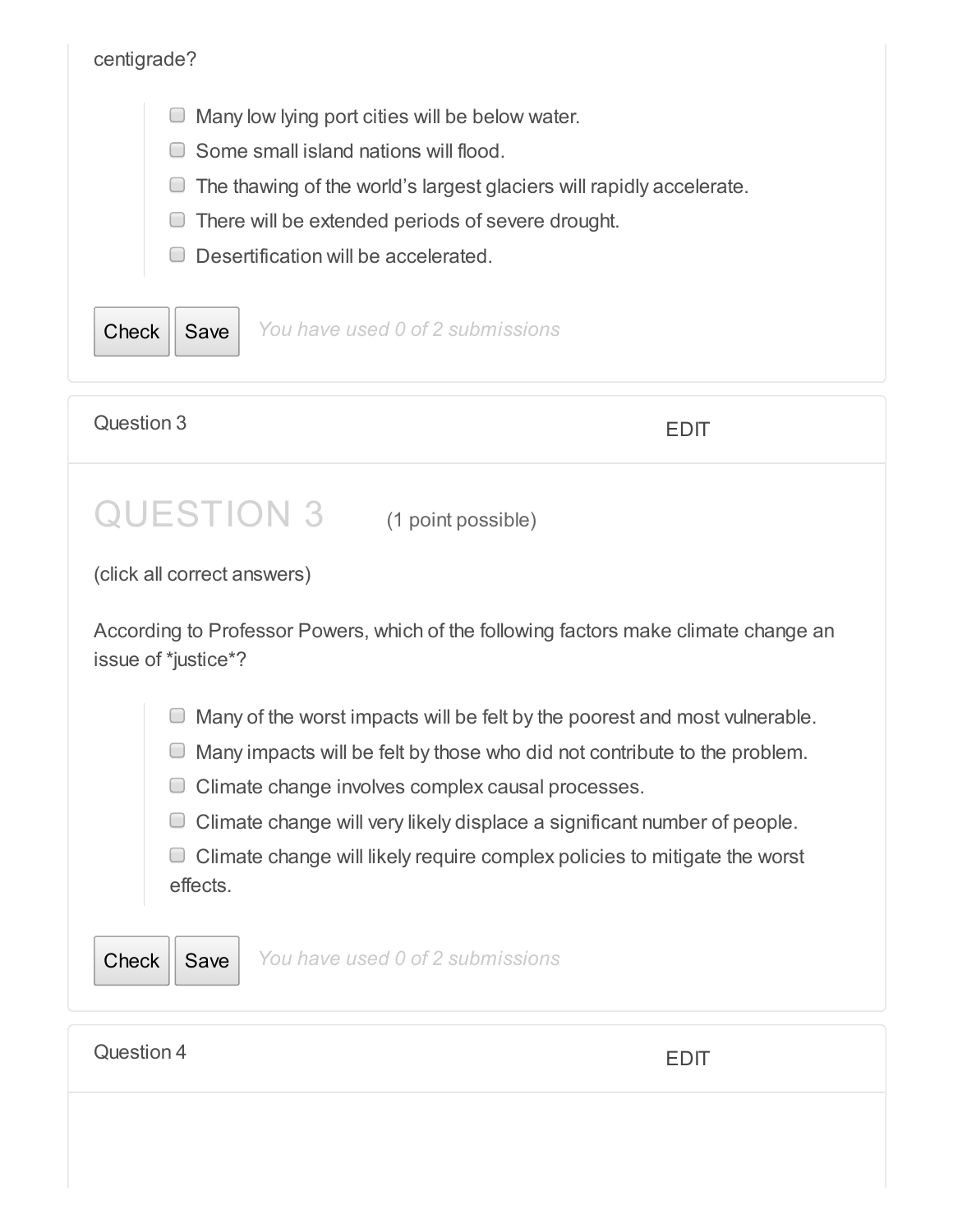centigrade?

- Many low lying port cities will be below water.
- Some small island nations will flood.
- The thawing of the world's largest glaciers will rapidly accelerate.
- There will be extended periods of severe drought.
- Desertification will be accelerated.

Check Save *You have used 0 of 2 submissions*

Question 3 EDIT

## QUESTION 3

(1 point possible)

(click all correct answers)

According to Professor Powers, which of the following factors make climate change an issue of *justice*?

- Many of the worst impacts will be felt by the poorest and most vulnerable.
- Many impacts will be felt by those who did not contribute to the problem.
- Climate change involves complex causal processes.
- Climate change will very likely displace a significant number of people.
- Climate change will likely require complex policies to mitigate the worst effects.

Check Save *You have used 0 of 2 submissions*

Question 4 EDIT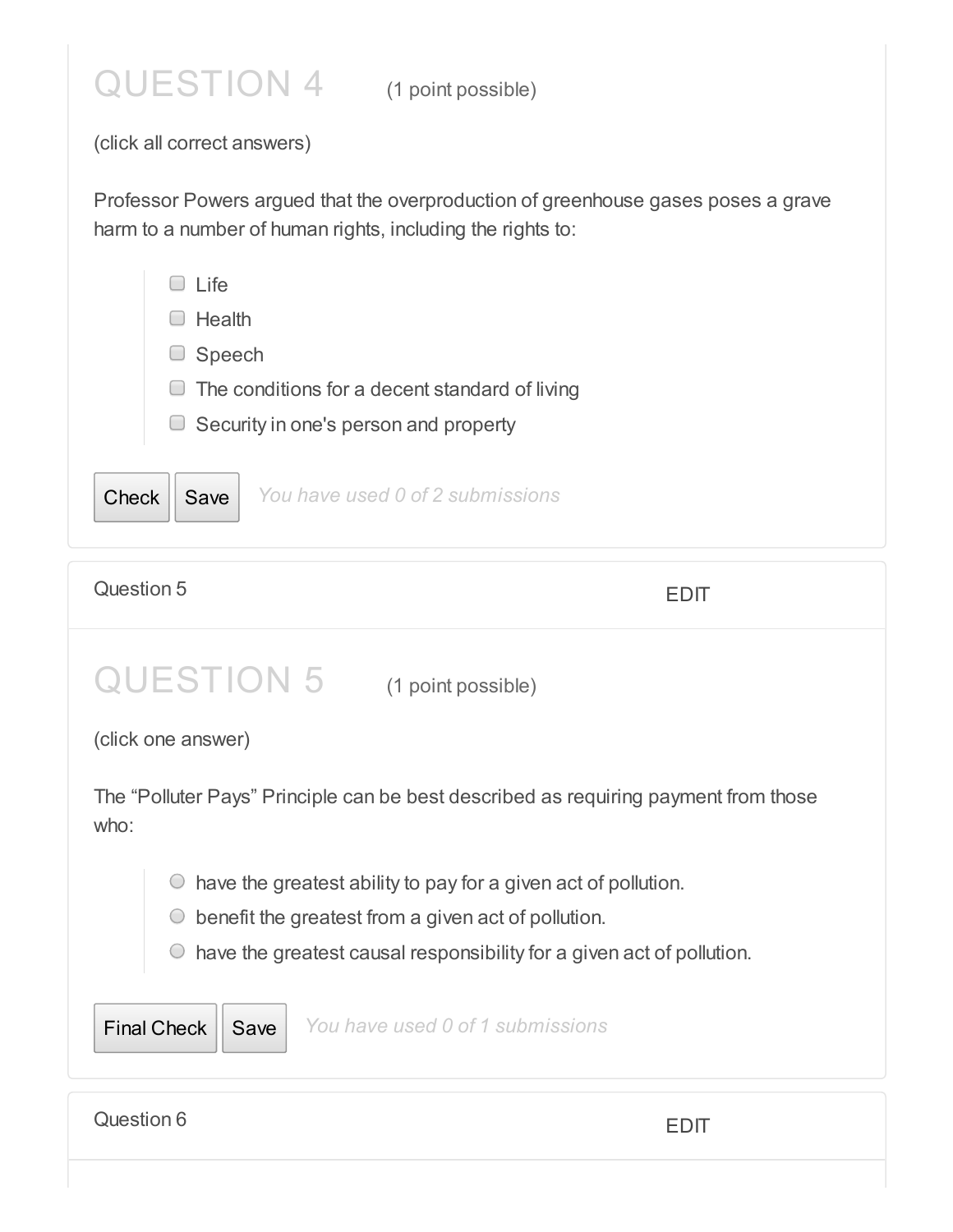## QUESTION 4 (1 point possible)

(click all correct answers)

Professor Powers argued that the overproduction of greenhouse gases poses a grave harm to a number of human rights, including the rights to:

- [ ] Life
- [ ] Health
- [ ] Speech
- [ ] The conditions for a decent standard of living
- [ ] Security in one's person and property

Check | Save | *You have used 0 of 2 submissions*

Question 5 EDIT

## QUESTION 5 (1 point possible)

(click one answer)

The “Polluter Pays” Principle can be best described as requiring payment from those who:

- ○ have the greatest ability to pay for a given act of pollution.
- ○ benefit the greatest from a given act of pollution.
- ○ have the greatest causal responsibility for a given act of pollution.

Final Check | Save | *You have used 0 of 1 submissions*

Question 6 EDIT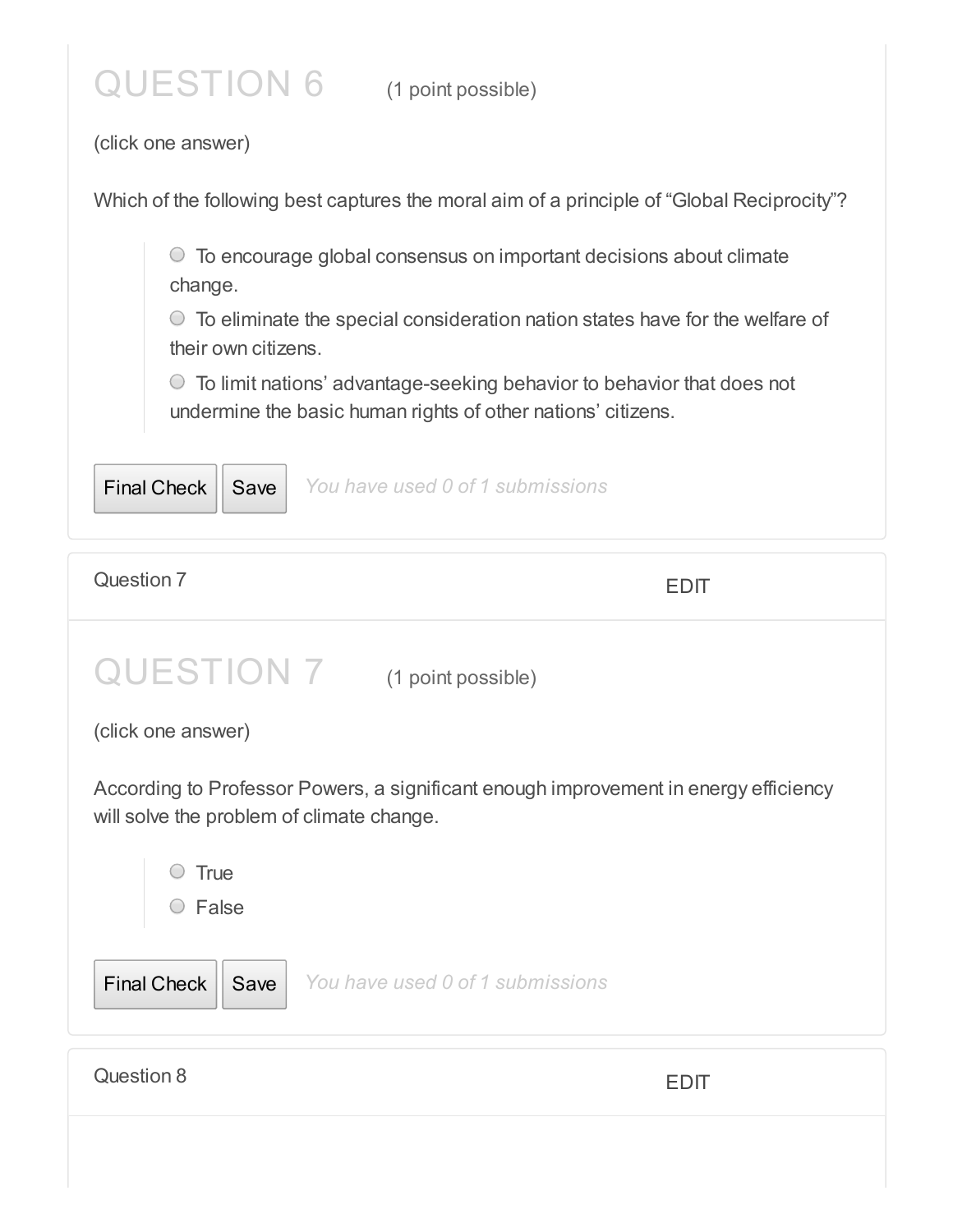## QUESTION 6 (1 point possible)

(click one answer)

Which of the following best captures the moral aim of a principle of "Global Reciprocity"?

- To encourage global consensus on important decisions about climate change.
- To eliminate the special consideration nation states have for the welfare of their own citizens.
- To limit nations' advantage-seeking behavior to behavior that does not undermine the basic human rights of other nations' citizens.

Final Check Save *You have used 0 of 1 submissions*

Question 7 EDIT

## QUESTION 7 (1 point possible)

(click one answer)

According to Professor Powers, a significant enough improvement in energy efficiency will solve the problem of climate change.

- True
- False

Final Check Save *You have used 0 of 1 submissions*

Question 8 EDIT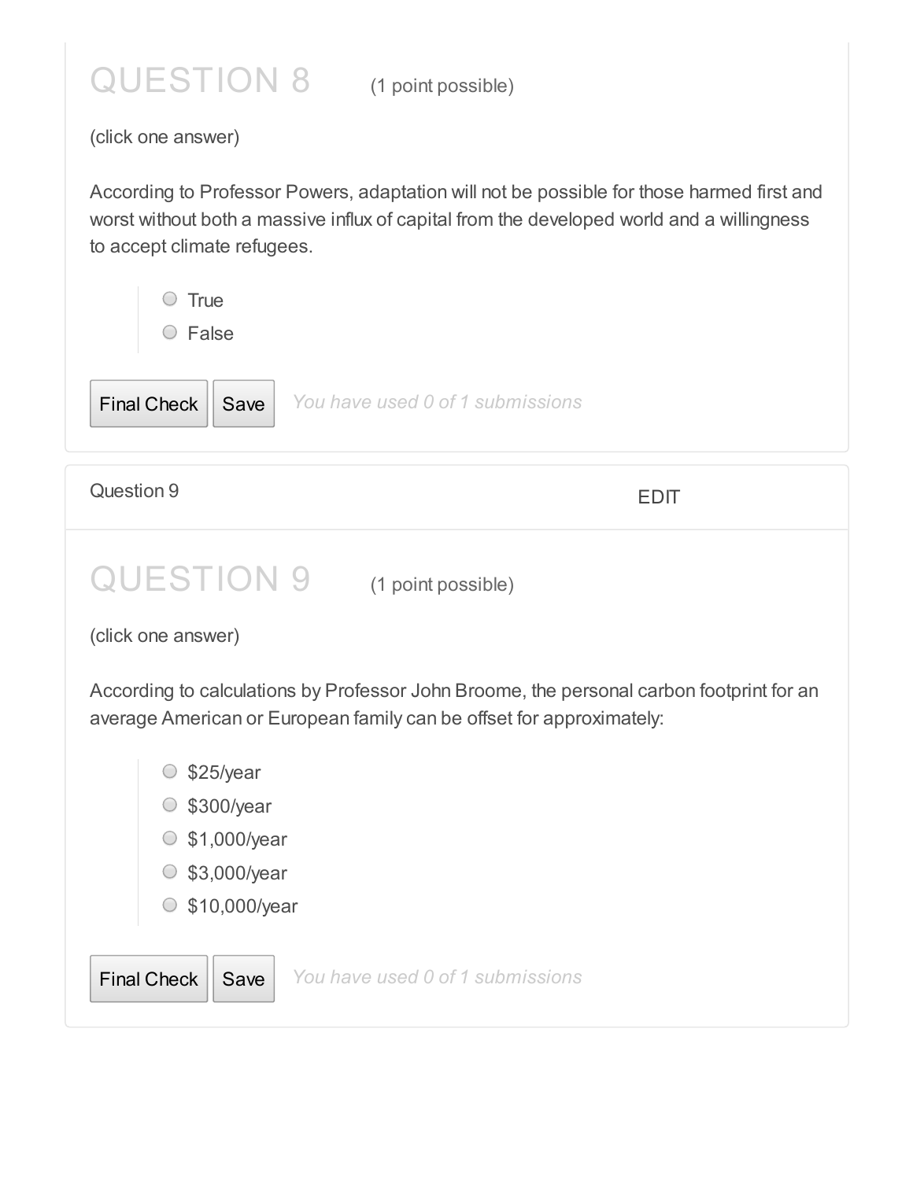## QUESTION 8 (1 point possible)

(click one answer)

According to Professor Powers, adaptation will not be possible for those harmed first and worst without both a massive influx of capital from the developed world and a willingness to accept climate refugees.

- True
- False

Final Check | Save | *You have used 0 of 1 submissions*

Question 9 EDIT

## QUESTION 9 (1 point possible)

(click one answer)

According to calculations by Professor John Broome, the personal carbon footprint for an average American or European family can be offset for approximately:

- $25/year
- $300/year
- $1,000/year
- $3,000/year
- $10,000/year

Final Check | Save | *You have used 0 of 1 submissions*